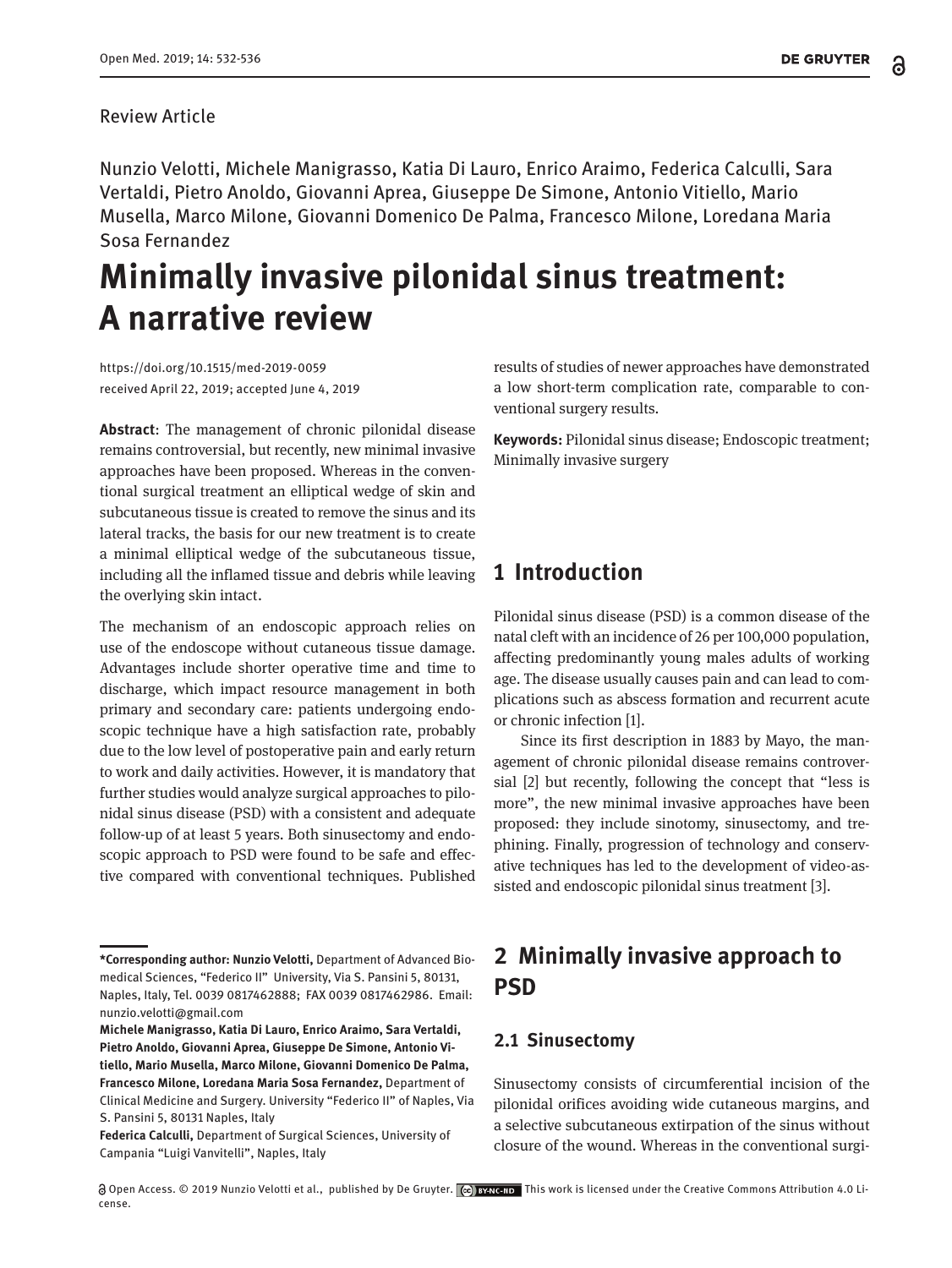Review Article

Nunzio Velotti, Michele Manigrasso, Katia Di Lauro, Enrico Araimo, Federica Calculli, Sara Vertaldi, Pietro Anoldo, Giovanni Aprea, Giuseppe De Simone, Antonio Vitiello, Mario Musella, Marco Milone, Giovanni Domenico De Palma, Francesco Milone, Loredana Maria Sosa Fernandez

# Minimally invasive pilonidal sinus treatment: A narrative review

https://doi.org/10.1515/med-2019-0059
received April 22, 2019; accepted June 4, 2019

**Abstract**: The management of chronic pilonidal disease remains controversial, but recently, new minimal invasive approaches have been proposed. Whereas in the conventional surgical treatment an elliptical wedge of skin and subcutaneous tissue is created to remove the sinus and its lateral tracks, the basis for our new treatment is to create a minimal elliptical wedge of the subcutaneous tissue, including all the inflamed tissue and debris while leaving the overlying skin intact.

The mechanism of an endoscopic approach relies on use of the endoscope without cutaneous tissue damage. Advantages include shorter operative time and time to discharge, which impact resource management in both primary and secondary care: patients undergoing endoscopic technique have a high satisfaction rate, probably due to the low level of postoperative pain and early return to work and daily activities. However, it is mandatory that further studies would analyze surgical approaches to pilonidal sinus disease (PSD) with a consistent and adequate follow-up of at least 5 years. Both sinusectomy and endoscopic approach to PSD were found to be safe and effective compared with conventional techniques. Published results of studies of newer approaches have demonstrated a low short-term complication rate, comparable to conventional surgery results.

**Keywords:** Pilonidal sinus disease; Endoscopic treatment; Minimally invasive surgery

**\*Corresponding author: Nunzio Velotti,** Department of Advanced Biomedical Sciences, "Federico II" University, Via S. Pansini 5, 80131, Naples, Italy, Tel. 0039 0817462888; FAX 0039 0817462986. Email: nunzio.velotti@gmail.com
**Michele Manigrasso, Katia Di Lauro, Enrico Araimo, Sara Vertaldi, Pietro Anoldo, Giovanni Aprea, Giuseppe De Simone, Antonio Vitiello, Mario Musella, Marco Milone, Giovanni Domenico De Palma, Francesco Milone, Loredana Maria Sosa Fernandez,** Department of Clinical Medicine and Surgery. University "Federico II" of Naples, Via S. Pansini 5, 80131 Naples, Italy
**Federica Calculli,** Department of Surgical Sciences, University of Campania "Luigi Vanvitelli", Naples, Italy

## 1 Introduction

Pilonidal sinus disease (PSD) is a common disease of the natal cleft with an incidence of 26 per 100,000 population, affecting predominantly young males adults of working age. The disease usually causes pain and can lead to complications such as abscess formation and recurrent acute or chronic infection [1].

Since its first description in 1883 by Mayo, the management of chronic pilonidal disease remains controversial [2] but recently, following the concept that "less is more", the new minimal invasive approaches have been proposed: they include sinotomy, sinusectomy, and trephining. Finally, progression of technology and conservative techniques has led to the development of video-assisted and endoscopic pilonidal sinus treatment [3].

## 2 Minimally invasive approach to PSD

### 2.1 Sinusectomy

Sinusectomy consists of circumferential incision of the pilonidal orifices avoiding wide cutaneous margins, and a selective subcutaneous extirpation of the sinus without closure of the wound. Whereas in the conventional surgi-

Open Access. © 2019 Nunzio Velotti et al., published by De Gruyter. This work is licensed under the Creative Commons Attribution 4.0 License.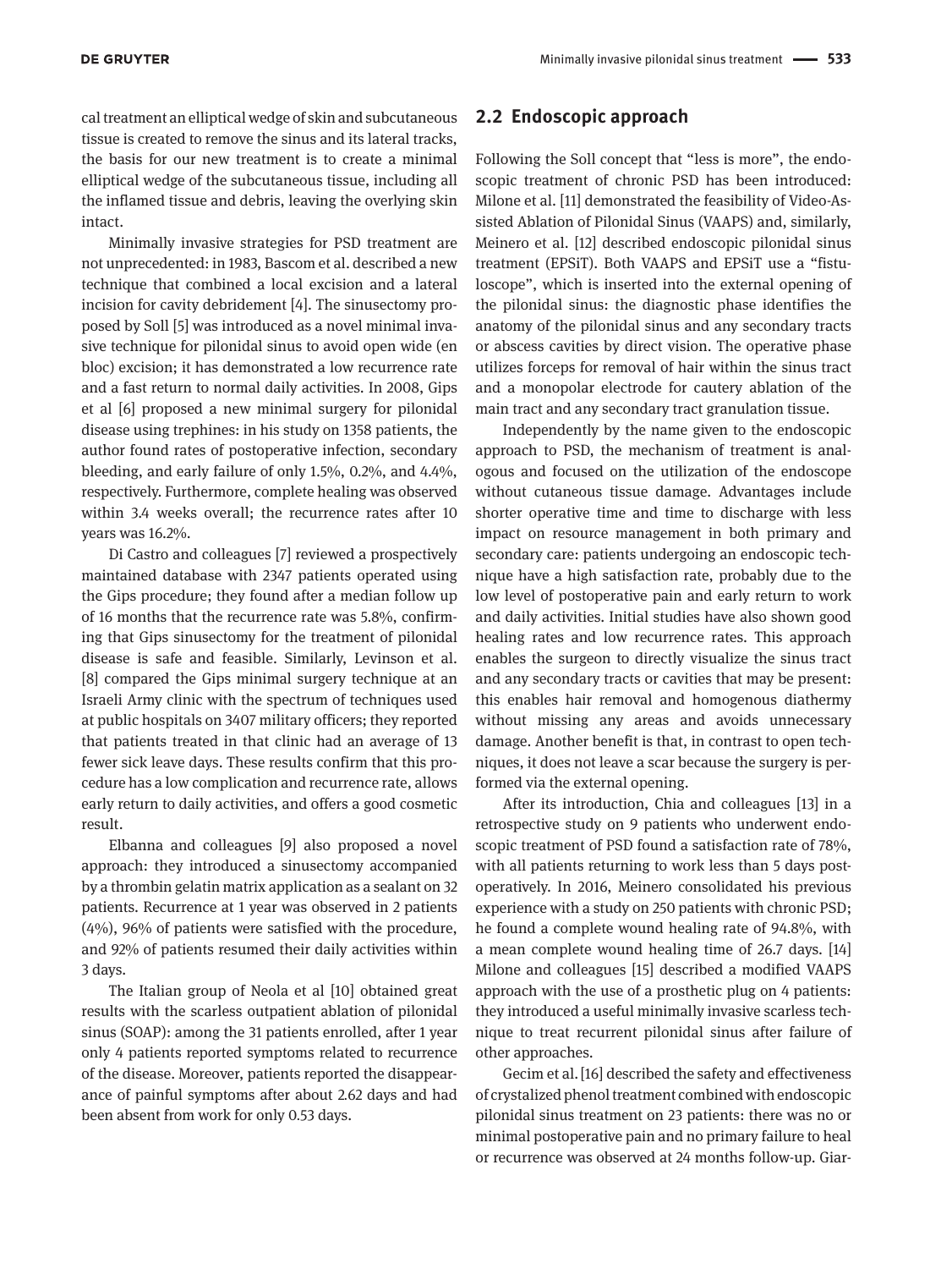cal treatment an elliptical wedge of skin and subcutaneous tissue is created to remove the sinus and its lateral tracks, the basis for our new treatment is to create a minimal elliptical wedge of the subcutaneous tissue, including all the inflamed tissue and debris, leaving the overlying skin intact.

Minimally invasive strategies for PSD treatment are not unprecedented: in 1983, Bascom et al. described a new technique that combined a local excision and a lateral incision for cavity debridement [4]. The sinusectomy proposed by Soll [5] was introduced as a novel minimal invasive technique for pilonidal sinus to avoid open wide (en bloc) excision; it has demonstrated a low recurrence rate and a fast return to normal daily activities. In 2008, Gips et al [6] proposed a new minimal surgery for pilonidal disease using trephines: in his study on 1358 patients, the author found rates of postoperative infection, secondary bleeding, and early failure of only 1.5%, 0.2%, and 4.4%, respectively. Furthermore, complete healing was observed within 3.4 weeks overall; the recurrence rates after 10 years was 16.2%.

Di Castro and colleagues [7] reviewed a prospectively maintained database with 2347 patients operated using the Gips procedure; they found after a median follow up of 16 months that the recurrence rate was 5.8%, confirming that Gips sinusectomy for the treatment of pilonidal disease is safe and feasible. Similarly, Levinson et al. [8] compared the Gips minimal surgery technique at an Israeli Army clinic with the spectrum of techniques used at public hospitals on 3407 military officers; they reported that patients treated in that clinic had an average of 13 fewer sick leave days. These results confirm that this procedure has a low complication and recurrence rate, allows early return to daily activities, and offers a good cosmetic result.

Elbanna and colleagues [9] also proposed a novel approach: they introduced a sinusectomy accompanied by a thrombin gelatin matrix application as a sealant on 32 patients. Recurrence at 1 year was observed in 2 patients (4%), 96% of patients were satisfied with the procedure, and 92% of patients resumed their daily activities within 3 days.

The Italian group of Neola et al [10] obtained great results with the scarless outpatient ablation of pilonidal sinus (SOAP): among the 31 patients enrolled, after 1 year only 4 patients reported symptoms related to recurrence of the disease. Moreover, patients reported the disappearance of painful symptoms after about 2.62 days and had been absent from work for only 0.53 days.

## 2.2 Endoscopic approach

Following the Soll concept that "less is more", the endoscopic treatment of chronic PSD has been introduced: Milone et al. [11] demonstrated the feasibility of Video-Assisted Ablation of Pilonidal Sinus (VAAPS) and, similarly, Meinero et al. [12] described endoscopic pilonidal sinus treatment (EPSiT). Both VAAPS and EPSiT use a "fistuloscope", which is inserted into the external opening of the pilonidal sinus: the diagnostic phase identifies the anatomy of the pilonidal sinus and any secondary tracts or abscess cavities by direct vision. The operative phase utilizes forceps for removal of hair within the sinus tract and a monopolar electrode for cautery ablation of the main tract and any secondary tract granulation tissue.

Independently by the name given to the endoscopic approach to PSD, the mechanism of treatment is analogous and focused on the utilization of the endoscope without cutaneous tissue damage. Advantages include shorter operative time and time to discharge with less impact on resource management in both primary and secondary care: patients undergoing an endoscopic technique have a high satisfaction rate, probably due to the low level of postoperative pain and early return to work and daily activities. Initial studies have also shown good healing rates and low recurrence rates. This approach enables the surgeon to directly visualize the sinus tract and any secondary tracts or cavities that may be present: this enables hair removal and homogenous diathermy without missing any areas and avoids unnecessary damage. Another benefit is that, in contrast to open techniques, it does not leave a scar because the surgery is performed via the external opening.

After its introduction, Chia and colleagues [13] in a retrospective study on 9 patients who underwent endoscopic treatment of PSD found a satisfaction rate of 78%, with all patients returning to work less than 5 days postoperatively. In 2016, Meinero consolidated his previous experience with a study on 250 patients with chronic PSD; he found a complete wound healing rate of 94.8%, with a mean complete wound healing time of 26.7 days. [14] Milone and colleagues [15] described a modified VAAPS approach with the use of a prosthetic plug on 4 patients: they introduced a useful minimally invasive scarless technique to treat recurrent pilonidal sinus after failure of other approaches.

Gecim et al. [16] described the safety and effectiveness of crystalized phenol treatment combined with endoscopic pilonidal sinus treatment on 23 patients: there was no or minimal postoperative pain and no primary failure to heal or recurrence was observed at 24 months follow-up. Giar-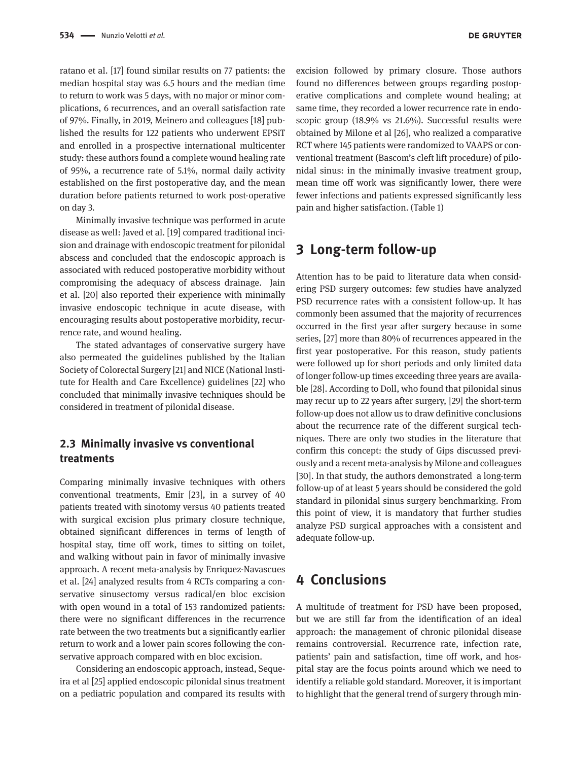ratano et al. [17] found similar results on 77 patients: the median hospital stay was 6.5 hours and the median time to return to work was 5 days, with no major or minor complications, 6 recurrences, and an overall satisfaction rate of 97%. Finally, in 2019, Meinero and colleagues [18] published the results for 122 patients who underwent EPSiT and enrolled in a prospective international multicenter study: these authors found a complete wound healing rate of 95%, a recurrence rate of 5.1%, normal daily activity established on the first postoperative day, and the mean duration before patients returned to work post-operative on day 3.

Minimally invasive technique was performed in acute disease as well: Javed et al. [19] compared traditional incision and drainage with endoscopic treatment for pilonidal abscess and concluded that the endoscopic approach is associated with reduced postoperative morbidity without compromising the adequacy of abscess drainage. Jain et al. [20] also reported their experience with minimally invasive endoscopic technique in acute disease, with encouraging results about postoperative morbidity, recurrence rate, and wound healing.

The stated advantages of conservative surgery have also permeated the guidelines published by the Italian Society of Colorectal Surgery [21] and NICE (National Institute for Health and Care Excellence) guidelines [22] who concluded that minimally invasive techniques should be considered in treatment of pilonidal disease.

### 2.3 Minimally invasive vs conventional treatments

Comparing minimally invasive techniques with others conventional treatments, Emir [23], in a survey of 40 patients treated with sinotomy versus 40 patients treated with surgical excision plus primary closure technique, obtained significant differences in terms of length of hospital stay, time off work, times to sitting on toilet, and walking without pain in favor of minimally invasive approach. A recent meta-analysis by Enriquez-Navascues et al. [24] analyzed results from 4 RCTs comparing a conservative sinusectomy versus radical/en bloc excision with open wound in a total of 153 randomized patients: there were no significant differences in the recurrence rate between the two treatments but a significantly earlier return to work and a lower pain scores following the conservative approach compared with en bloc excision.

Considering an endoscopic approach, instead, Sequeira et al [25] applied endoscopic pilonidal sinus treatment on a pediatric population and compared its results with excision followed by primary closure. Those authors found no differences between groups regarding postoperative complications and complete wound healing; at same time, they recorded a lower recurrence rate in endoscopic group (18.9% vs 21.6%). Successful results were obtained by Milone et al [26], who realized a comparative RCT where 145 patients were randomized to VAAPS or conventional treatment (Bascom's cleft lift procedure) of pilonidal sinus: in the minimally invasive treatment group, mean time off work was significantly lower, there were fewer infections and patients expressed significantly less pain and higher satisfaction. (Table 1)

## 3 Long-term follow-up

Attention has to be paid to literature data when considering PSD surgery outcomes: few studies have analyzed PSD recurrence rates with a consistent follow-up. It has commonly been assumed that the majority of recurrences occurred in the first year after surgery because in some series, [27] more than 80% of recurrences appeared in the first year postoperative. For this reason, study patients were followed up for short periods and only limited data of longer follow-up times exceeding three years are available [28]. According to Doll, who found that pilonidal sinus may recur up to 22 years after surgery, [29] the short-term follow-up does not allow us to draw definitive conclusions about the recurrence rate of the different surgical techniques. There are only two studies in the literature that confirm this concept: the study of Gips discussed previously and a recent meta-analysis by Milone and colleagues [30]. In that study, the authors demonstrated a long-term follow-up of at least 5 years should be considered the gold standard in pilonidal sinus surgery benchmarking. From this point of view, it is mandatory that further studies analyze PSD surgical approaches with a consistent and adequate follow-up.

## 4 Conclusions

A multitude of treatment for PSD have been proposed, but we are still far from the identification of an ideal approach: the management of chronic pilonidal disease remains controversial. Recurrence rate, infection rate, patients' pain and satisfaction, time off work, and hospital stay are the focus points around which we need to identify a reliable gold standard. Moreover, it is important to highlight that the general trend of surgery through min-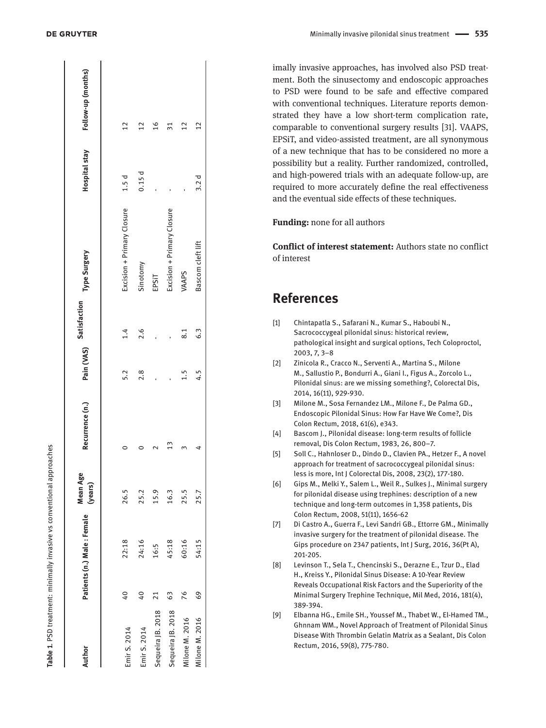**Table 1.** PSD treatment: minimally invasive vs conventional approaches

| Author | Patients (n.) | Male : Female | Mean Age (years) | Recurrence (n.) | Pain (VAS) | Satisfaction | Type Surgery | Hospital stay | Follow-up (months) |
|---|---|---|---|---|---|---|---|---|---|
| Emir S. 2014 | 40 | 22:18 | 26.5 | 0 | 5.2 | 1.4 | Excision + Primary Closure | 1.5 d | 12 |
| Emir S. 2014 | 40 | 24:16 | 25.2 | 0 | 2.8 | 2.6 | Sinotomy | 0.15 d | 12 |
| Sequeira JB. 2018 | 21 | 16:5 | 15.9 | 2 | - | - | EPSiT | - | 16 |
| Sequeira JB. 2018 | 63 | 45:18 | 16.3 | 13 | - | - | Excision + Primary Closure | - | 31 |
| Milone M. 2016 | 76 | 60:16 | 25.5 | 3 | 1.5 | 8.1 | VAAPS | - | 12 |
| Milone M. 2016 | 69 | 54:15 | 25.7 | 4 | 4.5 | 6.3 | Bascom cleft lift | 3.2 d | 12 |

imally invasive approaches, has involved also PSD treatment. Both the sinusectomy and endoscopic approaches to PSD were found to be safe and effective compared with conventional techniques. Literature reports demonstrated they have a low short-term complication rate, comparable to conventional surgery results [31]. VAAPS, EPSiT, and video-assisted treatment, are all synonymous of a new technique that has to be considered no more a possibility but a reality. Further randomized, controlled, and high-powered trials with an adequate follow-up, are required to more accurately define the real effectiveness and the eventual side effects of these techniques.

**Funding:** none for all authors

**Conflict of interest statement:** Authors state no conflict of interest

# References

[1] Chintapatla S., Safarani N., Kumar S., Haboubi N., Sacrococcygeal pilonidal sinus: historical review, pathological insight and surgical options, Tech Coloproctol, 2003, 7, 3–8

[2] Zinicola R., Cracco N., Serventi A., Martina S., Milone M., Sallustio P., Bondurri A., Giani I., Figus A., Zorcolo L., Pilonidal sinus: are we missing something?, Colorectal Dis, 2014, 16(11), 929-930.

[3] Milone M., Sosa Fernandez LM., Milone F., De Palma GD., Endoscopic Pilonidal Sinus: How Far Have We Come?, Dis Colon Rectum, 2018, 61(6), e343.

[4] Bascom J., Pilonidal disease: long-term results of follicle removal, Dis Colon Rectum, 1983, 26, 800–7.

[5] Soll C., Hahnloser D., Dindo D., Clavien PA., Hetzer F., A novel approach for treatment of sacrococcygeal pilonidal sinus: less is more, Int J Colorectal Dis, 2008, 23(2), 177-180.

[6] Gips M., Melki Y., Salem L., Weil R., Sulkes J., Minimal surgery for pilonidal disease using trephines: description of a new technique and long-term outcomes in 1,358 patients, Dis Colon Rectum, 2008, 51(11), 1656-62

[7] Di Castro A., Guerra F., Levi Sandri GB., Ettorre GM., Minimally invasive surgery for the treatment of pilonidal disease. The Gips procedure on 2347 patients, Int J Surg, 2016, 36(Pt A), 201-205.

[8] Levinson T., Sela T., Chencinski S., Derazne E., Tzur D., Elad H., Kreiss Y., Pilonidal Sinus Disease: A 10-Year Review Reveals Occupational Risk Factors and the Superiority of the Minimal Surgery Trephine Technique, Mil Med, 2016, 181(4), 389-394.

[9] Elbanna HG., Emile SH., Youssef M., Thabet W., El-Hamed TM., Ghnnam WM., Novel Approach of Treatment of Pilonidal Sinus Disease With Thrombin Gelatin Matrix as a Sealant, Dis Colon Rectum, 2016, 59(8), 775-780.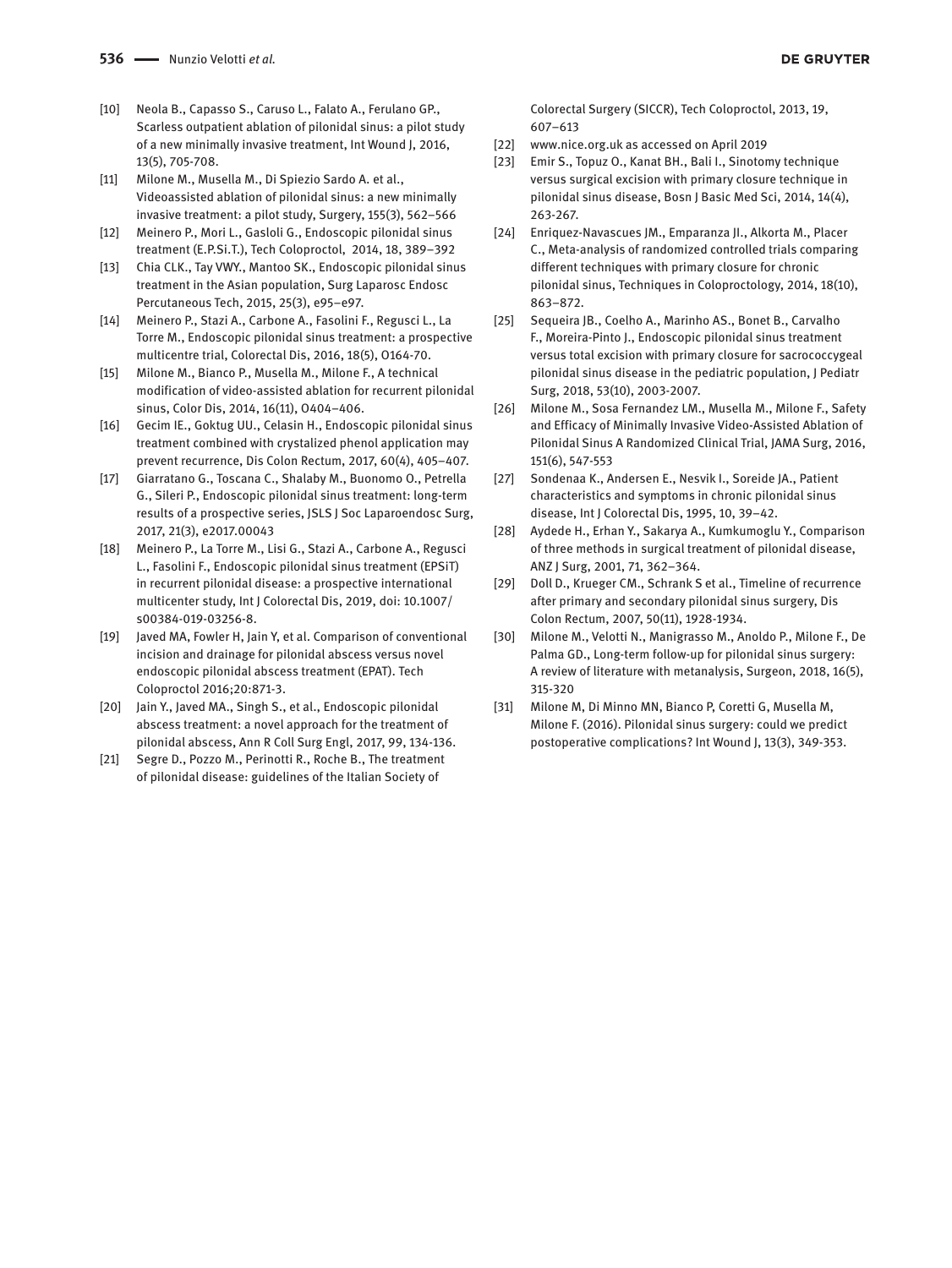[10] Neola B., Capasso S., Caruso L., Falato A., Ferulano GP., Scarless outpatient ablation of pilonidal sinus: a pilot study of a new minimally invasive treatment, Int Wound J, 2016, 13(5), 705-708.

[11] Milone M., Musella M., Di Spiezio Sardo A. et al., Videoassisted ablation of pilonidal sinus: a new minimally invasive treatment: a pilot study, Surgery, 155(3), 562–566

[12] Meinero P., Mori L., Gasloli G., Endoscopic pilonidal sinus treatment (E.P.Si.T.), Tech Coloproctol, 2014, 18, 389–392

[13] Chia CLK., Tay VWY., Mantoo SK., Endoscopic pilonidal sinus treatment in the Asian population, Surg Laparosc Endosc Percutaneous Tech, 2015, 25(3), e95–e97.

[14] Meinero P., Stazi A., Carbone A., Fasolini F., Regusci L., La Torre M., Endoscopic pilonidal sinus treatment: a prospective multicentre trial, Colorectal Dis, 2016, 18(5), O164-70.

[15] Milone M., Bianco P., Musella M., Milone F., A technical modification of video-assisted ablation for recurrent pilonidal sinus, Color Dis, 2014, 16(11), O404–406.

[16] Gecim IE., Goktug UU., Celasin H., Endoscopic pilonidal sinus treatment combined with crystalized phenol application may prevent recurrence, Dis Colon Rectum, 2017, 60(4), 405–407.

[17] Giarratano G., Toscana C., Shalaby M., Buonomo O., Petrella G., Sileri P., Endoscopic pilonidal sinus treatment: long-term results of a prospective series, JSLS J Soc Laparoendosc Surg, 2017, 21(3), e2017.00043

[18] Meinero P., La Torre M., Lisi G., Stazi A., Carbone A., Regusci L., Fasolini F., Endoscopic pilonidal sinus treatment (EPSiT) in recurrent pilonidal disease: a prospective international multicenter study, Int J Colorectal Dis, 2019, doi: 10.1007/s00384-019-03256-8.

[19] Javed MA, Fowler H, Jain Y, et al. Comparison of conventional incision and drainage for pilonidal abscess versus novel endoscopic pilonidal abscess treatment (EPAT). Tech Coloproctol 2016;20:871-3.

[20] Jain Y., Javed MA., Singh S., et al., Endoscopic pilonidal abscess treatment: a novel approach for the treatment of pilonidal abscess, Ann R Coll Surg Engl, 2017, 99, 134-136.

[21] Segre D., Pozzo M., Perinotti R., Roche B., The treatment of pilonidal disease: guidelines of the Italian Society of Colorectal Surgery (SICCR), Tech Coloproctol, 2013, 19, 607–613

[22] www.nice.org.uk as accessed on April 2019

[23] Emir S., Topuz O., Kanat BH., Bali I., Sinotomy technique versus surgical excision with primary closure technique in pilonidal sinus disease, Bosn J Basic Med Sci, 2014, 14(4), 263-267.

[24] Enriquez-Navascues JM., Emparanza JI., Alkorta M., Placer C., Meta-analysis of randomized controlled trials comparing different techniques with primary closure for chronic pilonidal sinus, Techniques in Coloproctology, 2014, 18(10), 863–872.

[25] Sequeira JB., Coelho A., Marinho AS., Bonet B., Carvalho F., Moreira-Pinto J., Endoscopic pilonidal sinus treatment versus total excision with primary closure for sacrococcygeal pilonidal sinus disease in the pediatric population, J Pediatr Surg, 2018, 53(10), 2003-2007.

[26] Milone M., Sosa Fernandez LM., Musella M., Milone F., Safety and Efficacy of Minimally Invasive Video-Assisted Ablation of Pilonidal Sinus A Randomized Clinical Trial, JAMA Surg, 2016, 151(6), 547-553

[27] Sondenaa K., Andersen E., Nesvik I., Soreide JA., Patient characteristics and symptoms in chronic pilonidal sinus disease, Int J Colorectal Dis, 1995, 10, 39–42.

[28] Aydede H., Erhan Y., Sakarya A., Kumkumoglu Y., Comparison of three methods in surgical treatment of pilonidal disease, ANZ J Surg, 2001, 71, 362–364.

[29] Doll D., Krueger CM., Schrank S et al., Timeline of recurrence after primary and secondary pilonidal sinus surgery, Dis Colon Rectum, 2007, 50(11), 1928-1934.

[30] Milone M., Velotti N., Manigrasso M., Anoldo P., Milone F., De Palma GD., Long-term follow-up for pilonidal sinus surgery: A review of literature with metanalysis, Surgeon, 2018, 16(5), 315-320

[31] Milone M, Di Minno MN, Bianco P, Coretti G, Musella M, Milone F. (2016). Pilonidal sinus surgery: could we predict postoperative complications? Int Wound J, 13(3), 349-353.